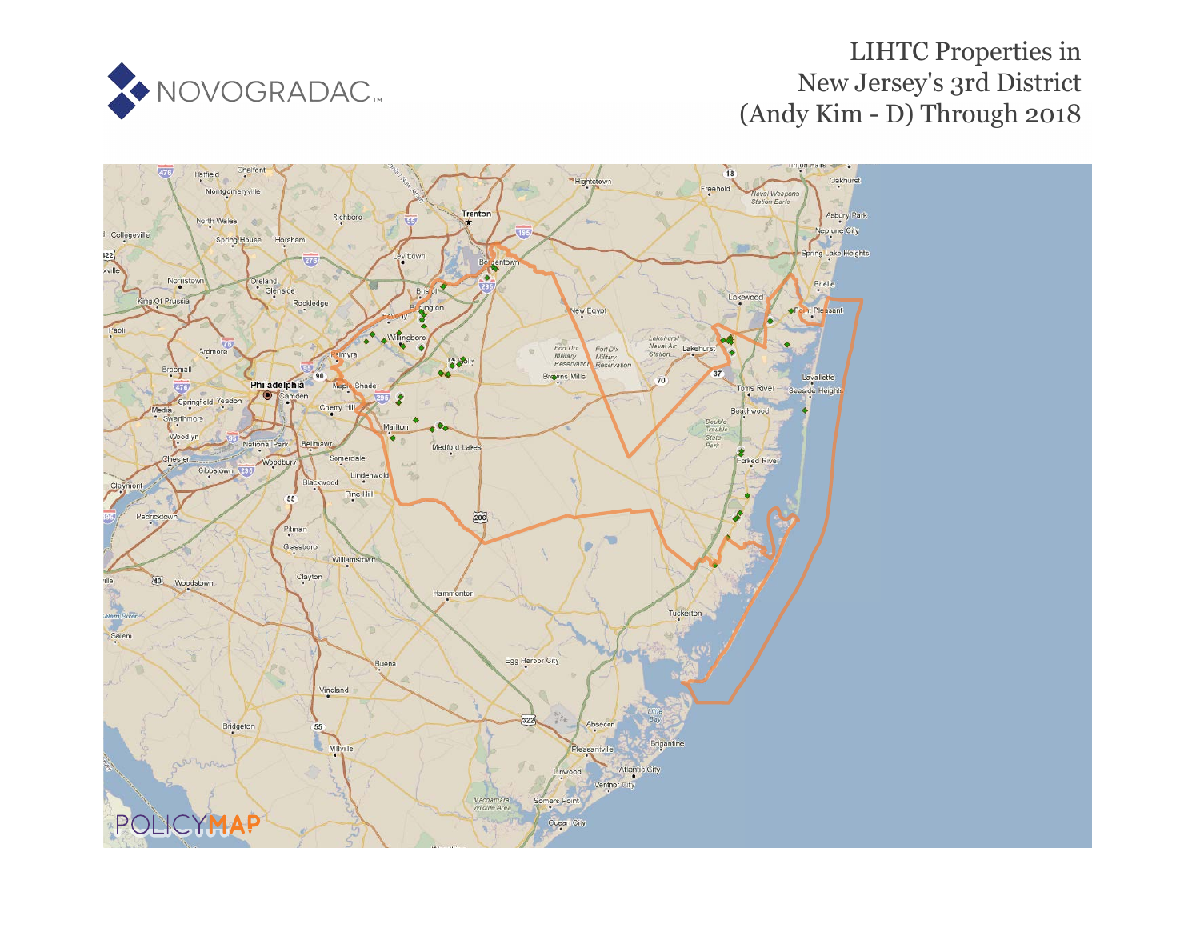# LIHTC Properties in New Jersey's 3rd District (Andy Kim - D) Through 2018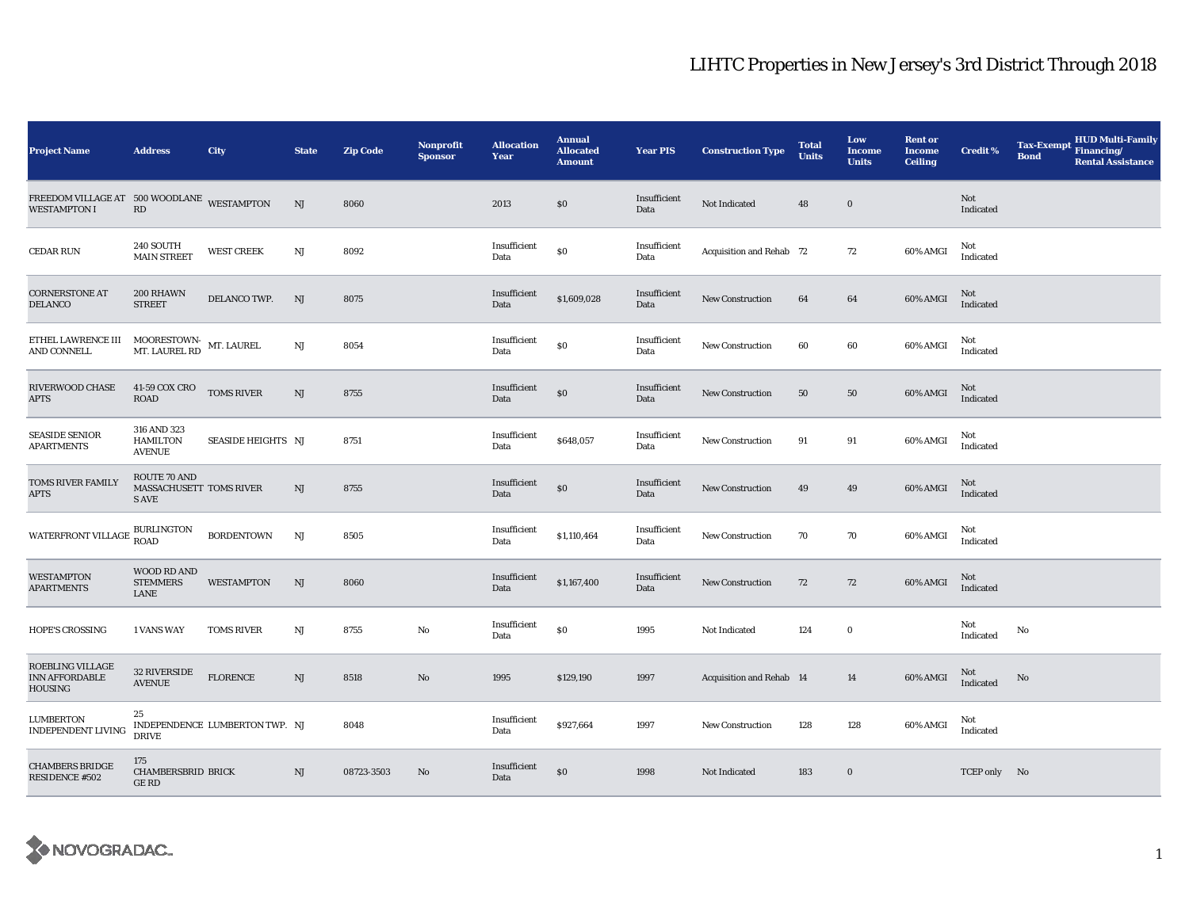# LIHTC Properties in New Jersey's 3rd District Through 2018

| Project Name | Address | City | State | Zip Code | Nonprofit Sponsor | Allocation Year | Annual Allocated Amount | Year PIS | Construction Type | Total Units | Low Income Units | Rent or Income Ceiling | Credit % | Tax-Exempt Bond | HUD Multi-Family Financing/ Rental Assistance |
|---|---|---|---|---|---|---|---|---|---|---|---|---|---|---|---|
| FREEDOM VILLAGE AT WESTAMPTON I | 500 WOODLANE RD | WESTAMPTON | NJ | 8060 | | 2013 | $0 | Insufficient Data | Not Indicated | 48 | 0 | | Not Indicated | | |
| CEDAR RUN | 240 SOUTH MAIN STREET | WEST CREEK | NJ | 8092 | | Insufficient Data | $0 | Insufficient Data | Acquisition and Rehab | 72 | 72 | 60% AMGI | Not Indicated | | |
| CORNERSTONE AT DELANCO | 200 RHAWN STREET | DELANCO TWP. | NJ | 8075 | | Insufficient Data | $1,609,028 | Insufficient Data | New Construction | 64 | 64 | 60% AMGI | Not Indicated | | |
| ETHEL LAWRENCE III AND CONNELL | MOORESTOWN-MT. LAUREL RD | MT. LAUREL | NJ | 8054 | | Insufficient Data | $0 | Insufficient Data | New Construction | 60 | 60 | 60% AMGI | Not Indicated | | |
| RIVERWOOD CHASE APTS | 41-59 COX CRO ROAD | TOMS RIVER | NJ | 8755 | | Insufficient Data | $0 | Insufficient Data | New Construction | 50 | 50 | 60% AMGI | Not Indicated | | |
| SEASIDE SENIOR APARTMENTS | 316 AND 323 HAMILTON AVENUE | SEASIDE HEIGHTS | NJ | 8751 | | Insufficient Data | $648,057 | Insufficient Data | New Construction | 91 | 91 | 60% AMGI | Not Indicated | | |
| TOMS RIVER FAMILY APTS | ROUTE 70 AND MASSACHUSETTS AVE | TOMS RIVER | NJ | 8755 | | Insufficient Data | $0 | Insufficient Data | New Construction | 49 | 49 | 60% AMGI | Not Indicated | | |
| WATERFRONT VILLAGE | BURLINGTON ROAD | BORDENTOWN | NJ | 8505 | | Insufficient Data | $1,110,464 | Insufficient Data | New Construction | 70 | 70 | 60% AMGI | Not Indicated | | |
| WESTAMPTON APARTMENTS | WOOD RD AND STEMMERS LANE | WESTAMPTON | NJ | 8060 | | Insufficient Data | $1,167,400 | Insufficient Data | New Construction | 72 | 72 | 60% AMGI | Not Indicated | | |
| HOPE'S CROSSING | 1 VANS WAY | TOMS RIVER | NJ | 8755 | No | Insufficient Data | $0 | 1995 | Not Indicated | 124 | 0 | | Not Indicated | No | |
| ROEBLING VILLAGE INN AFFORDABLE HOUSING | 32 RIVERSIDE AVENUE | FLORENCE | NJ | 8518 | No | 1995 | $129,190 | 1997 | Acquisition and Rehab | 14 | 14 | 60% AMGI | Not Indicated | No | |
| LUMBERTON INDEPENDENT LIVING | 25 INDEPENDENCE DRIVE | LUMBERTON TWP. | NJ | 8048 | | Insufficient Data | $927,664 | 1997 | New Construction | 128 | 128 | 60% AMGI | Not Indicated | | |
| CHAMBERS BRIDGE RESIDENCE #502 | 175 CHAMBERSBRIDGE RD | BRICK | NJ | 08723-3503 | No | Insufficient Data | $0 | 1998 | Not Indicated | 183 | 0 | | TCEP only | No | |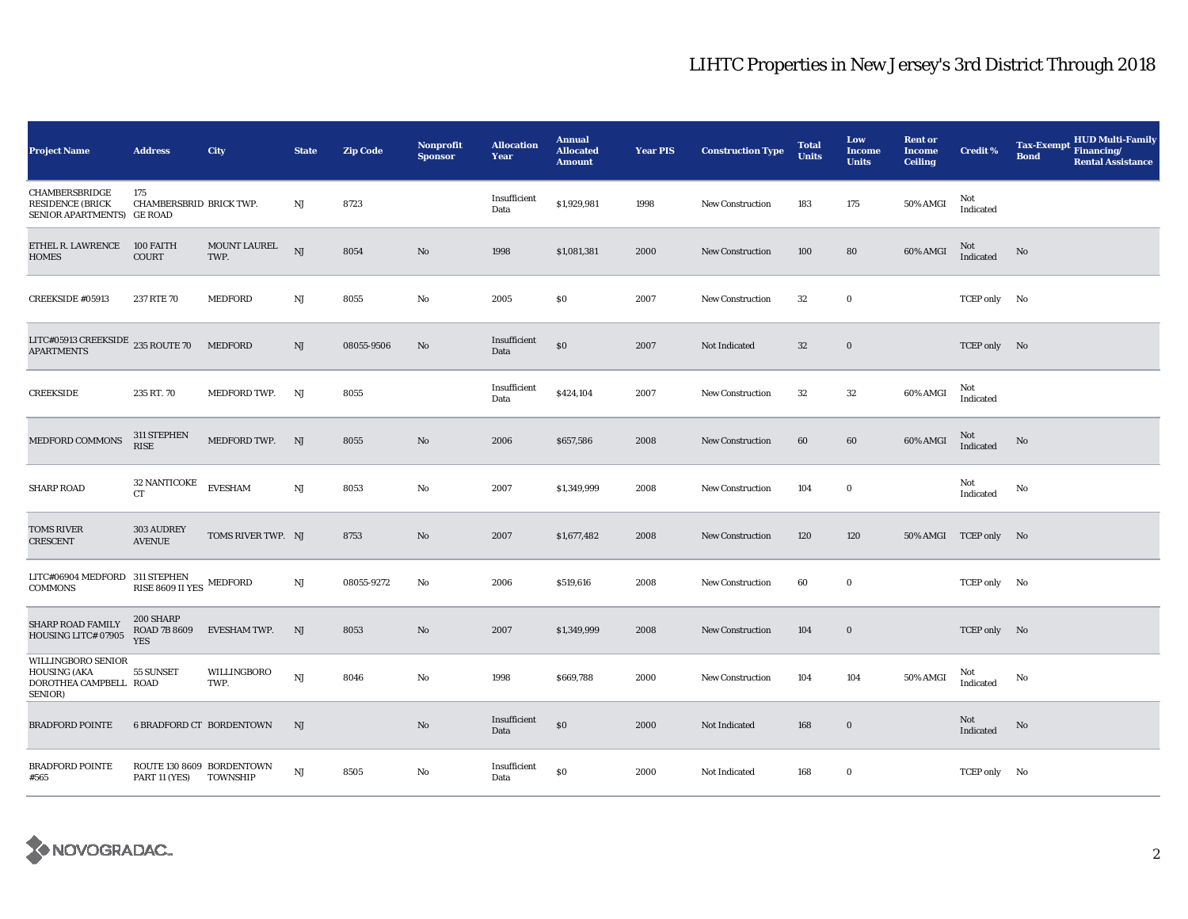# LIHTC Properties in New Jersey's 3rd District Through 2018

| Project Name | Address | City | State | Zip Code | Nonprofit Sponsor | Allocation Year | Annual Allocated Amount | Year PIS | Construction Type | Total Units | Low Income Units | Rent or Income Ceiling | Credit % | Tax-Exempt Bond | HUD Multi-Family Financing/ Rental Assistance |
|---|---|---|---|---|---|---|---|---|---|---|---|---|---|---|---|
| CHAMBERSBRIDGE RESIDENCE (BRICK SENIOR APARTMENTS) | 175 CHAMBERSBRIDGE ROAD | BRICK TWP. | NJ | 8723 | | Insufficient Data | $1,929,981 | 1998 | New Construction | 183 | 175 | 50% AMGI | Not Indicated | | |
| ETHEL R. LAWRENCE HOMES | 100 FAITH COURT | MOUNT LAUREL TWP. | NJ | 8054 | No | 1998 | $1,081,381 | 2000 | New Construction | 100 | 80 | 60% AMGI | Not Indicated | No | |
| CREEKSIDE #05913 | 237 RTE 70 | MEDFORD | NJ | 8055 | No | 2005 | $0 | 2007 | New Construction | 32 | 0 | | TCEP only | No | |
| LITC#05913 CREEKSIDE APARTMENTS | 235 ROUTE 70 | MEDFORD | NJ | 08055-9506 | No | Insufficient Data | $0 | 2007 | Not Indicated | 32 | 0 | | TCEP only | No | |
| CREEKSIDE | 235 RT. 70 | MEDFORD TWP. | NJ | 8055 | | Insufficient Data | $424,104 | 2007 | New Construction | 32 | 32 | 60% AMGI | Not Indicated | | |
| MEDFORD COMMONS | 311 STEPHEN RISE | MEDFORD TWP. | NJ | 8055 | No | 2006 | $657,586 | 2008 | New Construction | 60 | 60 | 60% AMGI | Not Indicated | No | |
| SHARP ROAD | 32 NANTICOKE CT | EVESHAM | NJ | 8053 | No | 2007 | $1,349,999 | 2008 | New Construction | 104 | 0 | | Not Indicated | No | |
| TOMS RIVER CRESCENT | 303 AUDREY AVENUE | TOMS RIVER TWP. | NJ | 8753 | No | 2007 | $1,677,482 | 2008 | New Construction | 120 | 120 | 50% AMGI | TCEP only | No | |
| LITC#06904 MEDFORD COMMONS | 311 STEPHEN RISE 8609 II YES | MEDFORD | NJ | 08055-9272 | No | 2006 | $519,616 | 2008 | New Construction | 60 | 0 | | TCEP only | No | |
| SHARP ROAD FAMILY HOUSING LITC# 07905 | 200 SHARP ROAD 7B 8609 YES | EVESHAM TWP. | NJ | 8053 | No | 2007 | $1,349,999 | 2008 | New Construction | 104 | 0 | | TCEP only | No | |
| WILLINGBORO SENIOR HOUSING (AKA DOROTHEA CAMPBELL SENIOR) | 55 SUNSET ROAD | WILLINGBORO TWP. | NJ | 8046 | No | 1998 | $669,788 | 2000 | New Construction | 104 | 104 | 50% AMGI | Not Indicated | No | |
| BRADFORD POINTE | 6 BRADFORD CT | BORDENTOWN | NJ | | No | Insufficient Data | $0 | 2000 | Not Indicated | 168 | 0 | | Not Indicated | No | |
| BRADFORD POINTE #565 | ROUTE 130 8609 PART 11 (YES) | BORDENTOWN TOWNSHIP | NJ | 8505 | No | Insufficient Data | $0 | 2000 | Not Indicated | 168 | 0 | | TCEP only | No | |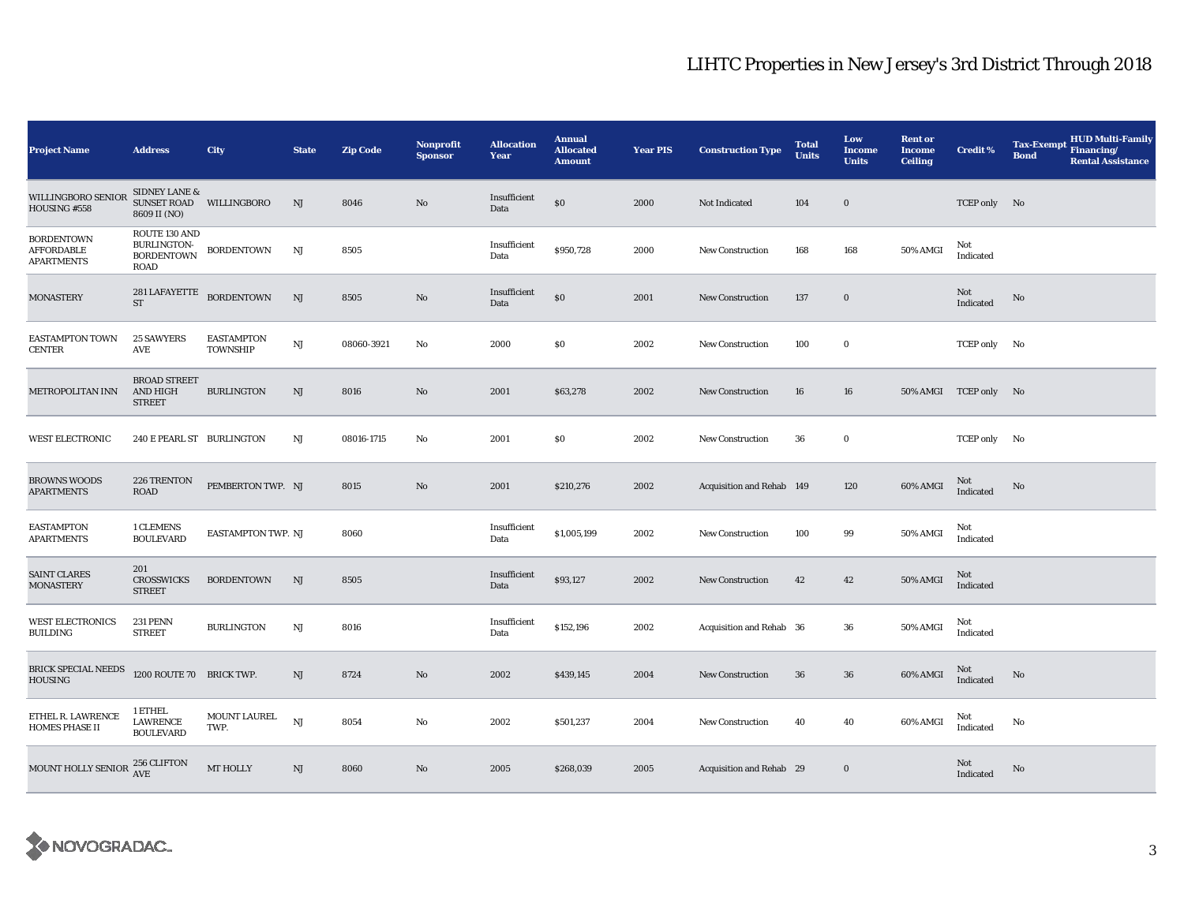# LIHTC Properties in New Jersey's 3rd District Through 2018

| Project Name | Address | City | State | Zip Code | Nonprofit Sponsor | Allocation Year | Annual Allocated Amount | Year PIS | Construction Type | Total Units | Low Income Units | Rent or Income Ceiling | Credit % | Tax-Exempt Bond | HUD Multi-Family Financing/ Rental Assistance |
|---|---|---|---|---|---|---|---|---|---|---|---|---|---|---|---|
| WILLINGBORO SENIOR HOUSING #558 | SIDNEY LANE & SUNSET ROAD 8609 II (NO) | WILLINGBORO | NJ | 8046 | No | Insufficient Data | $0 | 2000 | Not Indicated | 104 | 0 | | TCEP only | No | |
| BORDENTOWN AFFORDABLE APARTMENTS | ROUTE 130 AND BURLINGTON-BORDENTOWN ROAD | BORDENTOWN | NJ | 8505 | | Insufficient Data | $950,728 | 2000 | New Construction | 168 | 168 | 50% AMGI | Not Indicated | | |
| MONASTERY | 281 LAFAYETTE ST | BORDENTOWN | NJ | 8505 | No | Insufficient Data | $0 | 2001 | New Construction | 137 | 0 | | Not Indicated | No | |
| EASTAMPTON TOWN CENTER | 25 SAWYERS AVE | EASTAMPTON TOWNSHIP | NJ | 08060-3921 | No | 2000 | $0 | 2002 | New Construction | 100 | 0 | | TCEP only | No | |
| METROPOLITAN INN | BROAD STREET AND HIGH STREET | BURLINGTON | NJ | 8016 | No | 2001 | $63,278 | 2002 | New Construction | 16 | 16 | 50% AMGI | TCEP only | No | |
| WEST ELECTRONIC | 240 E PEARL ST | BURLINGTON | NJ | 08016-1715 | No | 2001 | $0 | 2002 | New Construction | 36 | 0 | | TCEP only | No | |
| BROWNS WOODS APARTMENTS | 226 TRENTON ROAD | PEMBERTON TWP. | NJ | 8015 | No | 2001 | $210,276 | 2002 | Acquisition and Rehab | 149 | 120 | 60% AMGI | Not Indicated | No | |
| EASTAMPTON APARTMENTS | 1 CLEMENS BOULEVARD | EASTAMPTON TWP. | NJ | 8060 | | Insufficient Data | $1,005,199 | 2002 | New Construction | 100 | 99 | 50% AMGI | Not Indicated | | |
| SAINT CLARES MONASTERY | 201 CROSSWICKS STREET | BORDENTOWN | NJ | 8505 | | Insufficient Data | $93,127 | 2002 | New Construction | 42 | 42 | 50% AMGI | Not Indicated | | |
| WEST ELECTRONICS BUILDING | 231 PENN STREET | BURLINGTON | NJ | 8016 | | Insufficient Data | $152,196 | 2002 | Acquisition and Rehab | 36 | 36 | 50% AMGI | Not Indicated | | |
| BRICK SPECIAL NEEDS HOUSING | 1200 ROUTE 70 | BRICK TWP. | NJ | 8724 | No | 2002 | $439,145 | 2004 | New Construction | 36 | 36 | 60% AMGI | Not Indicated | No | |
| ETHEL R. LAWRENCE HOMES PHASE II | 1 ETHEL LAWRENCE BOULEVARD | MOUNT LAUREL TWP. | NJ | 8054 | No | 2002 | $501,237 | 2004 | New Construction | 40 | 40 | 60% AMGI | Not Indicated | No | |
| MOUNT HOLLY SENIOR | 256 CLIFTON AVE | MT HOLLY | NJ | 8060 | No | 2005 | $268,039 | 2005 | Acquisition and Rehab | 29 | 0 | | Not Indicated | No | |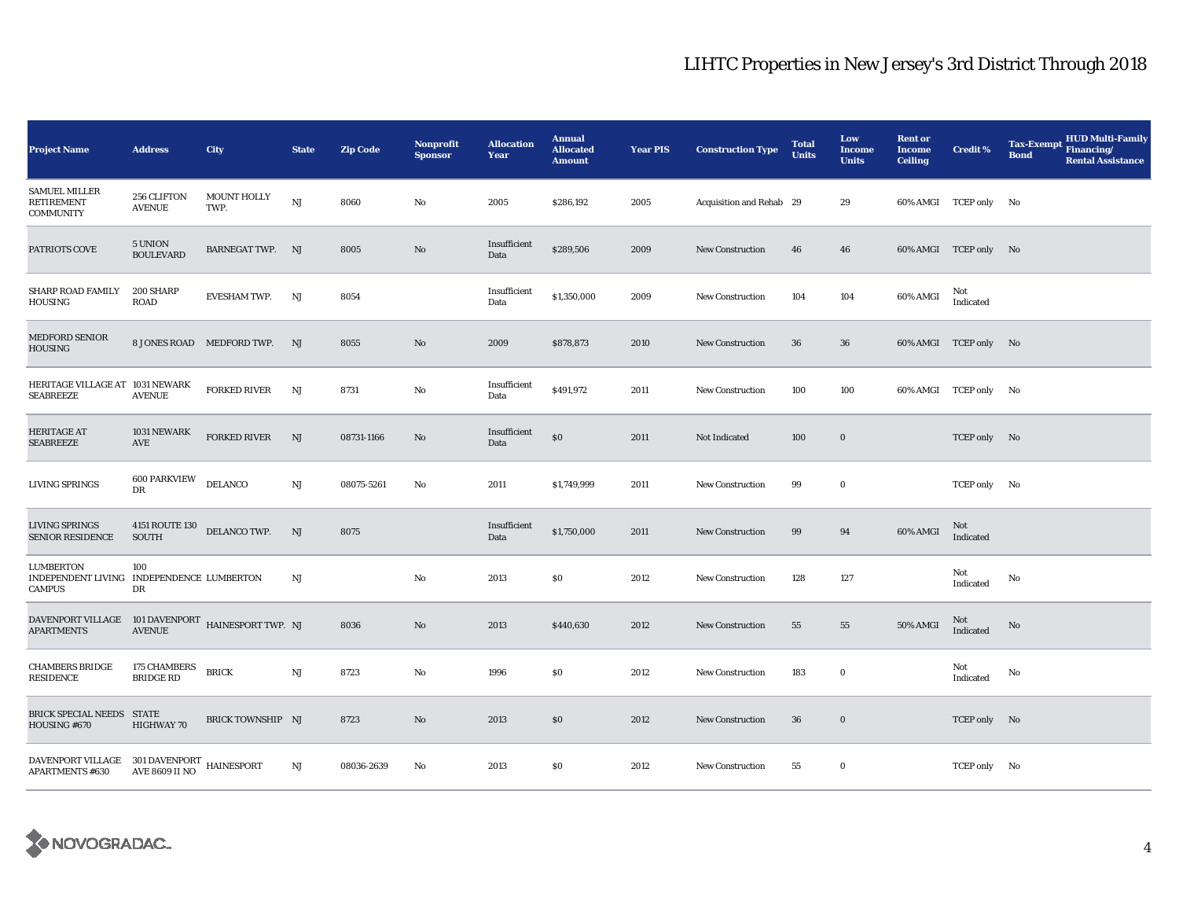# LIHTC Properties in New Jersey's 3rd District Through 2018

| Project Name | Address | City | State | Zip Code | Nonprofit Sponsor | Allocation Year | Annual Allocated Amount | Year PIS | Construction Type | Total Units | Low Income Units | Rent or Income Ceiling | Credit % | Tax-Exempt Bond | HUD Multi-Family Financing/ Rental Assistance |
|---|---|---|---|---|---|---|---|---|---|---|---|---|---|---|---|
| SAMUEL MILLER RETIREMENT COMMUNITY | 256 CLIFTON AVENUE | MOUNT HOLLY TWP. | NJ | 8060 | No | 2005 | $286,192 | 2005 | Acquisition and Rehab | 29 | 29 | 60% AMGI | TCEP only | No | |
| PATRIOTS COVE | 5 UNION BOULEVARD | BARNEGAT TWP. | NJ | 8005 | No | Insufficient Data | $289,506 | 2009 | New Construction | 46 | 46 | 60% AMGI | TCEP only | No | |
| SHARP ROAD FAMILY HOUSING | 200 SHARP ROAD | EVESHAM TWP. | NJ | 8054 | | Insufficient Data | $1,350,000 | 2009 | New Construction | 104 | 104 | 60% AMGI | Not Indicated | | |
| MEDFORD SENIOR HOUSING | 8 JONES ROAD | MEDFORD TWP. | NJ | 8055 | No | 2009 | $878,873 | 2010 | New Construction | 36 | 36 | 60% AMGI | TCEP only | No | |
| HERITAGE VILLAGE AT SEABREEZE | 1031 NEWARK AVENUE | FORKED RIVER | NJ | 8731 | No | Insufficient Data | $491,972 | 2011 | New Construction | 100 | 100 | 60% AMGI | TCEP only | No | |
| HERITAGE AT SEABREEZE | 1031 NEWARK AVE | FORKED RIVER | NJ | 08731-1166 | No | Insufficient Data | $0 | 2011 | Not Indicated | 100 | 0 | | TCEP only | No | |
| LIVING SPRINGS | 600 PARKVIEW DR | DELANCO | NJ | 08075-5261 | No | 2011 | $1,749,999 | 2011 | New Construction | 99 | 0 | | TCEP only | No | |
| LIVING SPRINGS SENIOR RESIDENCE | 4151 ROUTE 130 SOUTH | DELANCO TWP. | NJ | 8075 | | Insufficient Data | $1,750,000 | 2011 | New Construction | 99 | 94 | 60% AMGI | Not Indicated | | |
| LUMBERTON INDEPENDENT LIVING CAMPUS | 100 INDEPENDENCE DR | LUMBERTON | NJ | | No | 2013 | $0 | 2012 | New Construction | 128 | 127 | | Not Indicated | No | |
| DAVENPORT VILLAGE APARTMENTS | 101 DAVENPORT AVENUE | HAINESPORT TWP. | NJ | 8036 | No | 2013 | $440,630 | 2012 | New Construction | 55 | 55 | 50% AMGI | Not Indicated | No | |
| CHAMBERS BRIDGE RESIDENCE | 175 CHAMBERS BRIDGE RD | BRICK | NJ | 8723 | No | 1996 | $0 | 2012 | New Construction | 183 | 0 | | Not Indicated | No | |
| BRICK SPECIAL NEEDS HOUSING #670 | STATE HIGHWAY 70 | BRICK TOWNSHIP | NJ | 8723 | No | 2013 | $0 | 2012 | New Construction | 36 | 0 | | TCEP only | No | |
| DAVENPORT VILLAGE APARTMENTS #630 | 301 DAVENPORT AVE 8609 II NO | HAINESPORT | NJ | 08036-2639 | No | 2013 | $0 | 2012 | New Construction | 55 | 0 | | TCEP only | No | |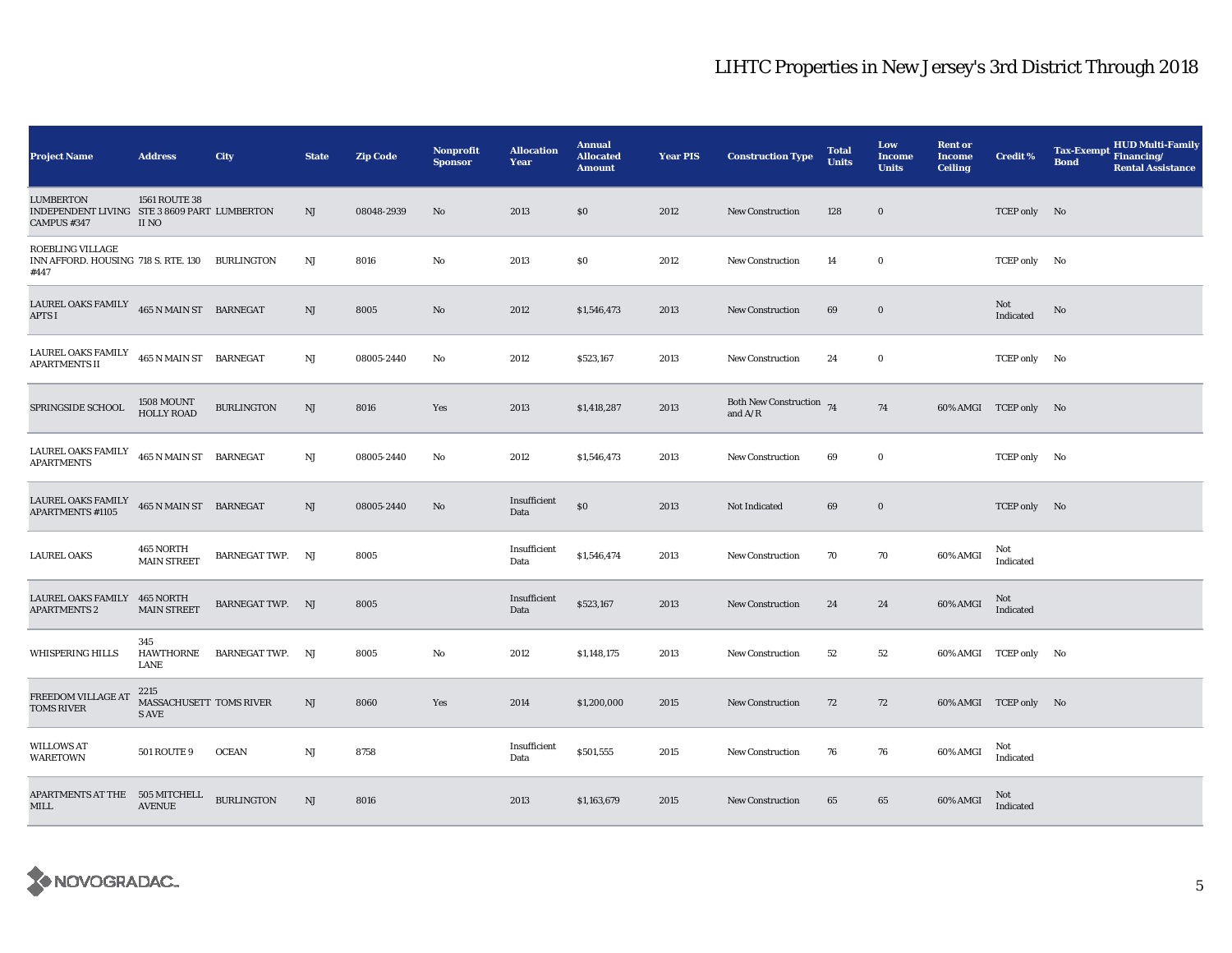# LIHTC Properties in New Jersey's 3rd District Through 2018

| Project Name | Address | City | State | Zip Code | Nonprofit Sponsor | Allocation Year | Annual Allocated Amount | Year PIS | Construction Type | Total Units | Low Income Units | Rent or Income Ceiling | Credit % | Tax-Exempt Bond | HUD Multi-Family Financing/ Rental Assistance |
|---|---|---|---|---|---|---|---|---|---|---|---|---|---|---|---|
| LUMBERTON INDEPENDENT LIVING CAMPUS #347 | 1561 ROUTE 38 STE 3 8609 PART II NO | LUMBERTON | NJ | 08048-2939 | No | 2013 | $0 | 2012 | New Construction | 128 | 0 | | TCEP only | No | |
| ROEBLING VILLAGE INN AFFORD. HOUSING #447 | 718 S. RTE. 130 | BURLINGTON | NJ | 8016 | No | 2013 | $0 | 2012 | New Construction | 14 | 0 | | TCEP only | No | |
| LAUREL OAKS FAMILY APTS I | 465 N MAIN ST | BARNEGAT | NJ | 8005 | No | 2012 | $1,546,473 | 2013 | New Construction | 69 | 0 | | Not Indicated | No | |
| LAUREL OAKS FAMILY APARTMENTS II | 465 N MAIN ST | BARNEGAT | NJ | 08005-2440 | No | 2012 | $523,167 | 2013 | New Construction | 24 | 0 | | TCEP only | No | |
| SPRINGSIDE SCHOOL | 1508 MOUNT HOLLY ROAD | BURLINGTON | NJ | 8016 | Yes | 2013 | $1,418,287 | 2013 | Both New Construction and A/R | 74 | 74 | 60% AMGI | TCEP only | No | |
| LAUREL OAKS FAMILY APARTMENTS | 465 N MAIN ST | BARNEGAT | NJ | 08005-2440 | No | 2012 | $1,546,473 | 2013 | New Construction | 69 | 0 | | TCEP only | No | |
| LAUREL OAKS FAMILY APARTMENTS #1105 | 465 N MAIN ST | BARNEGAT | NJ | 08005-2440 | No | Insufficient Data | $0 | 2013 | Not Indicated | 69 | 0 | | TCEP only | No | |
| LAUREL OAKS | 465 NORTH MAIN STREET | BARNEGAT TWP. | NJ | 8005 | | Insufficient Data | $1,546,474 | 2013 | New Construction | 70 | 70 | 60% AMGI | Not Indicated | | |
| LAUREL OAKS FAMILY APARTMENTS 2 | 465 NORTH MAIN STREET | BARNEGAT TWP. | NJ | 8005 | | Insufficient Data | $523,167 | 2013 | New Construction | 24 | 24 | 60% AMGI | Not Indicated | | |
| WHISPERING HILLS | 345 HAWTHORNE LANE | BARNEGAT TWP. | NJ | 8005 | No | 2012 | $1,148,175 | 2013 | New Construction | 52 | 52 | 60% AMGI | TCEP only | No | |
| FREEDOM VILLAGE AT TOMS RIVER | 2215 MASSACHUSETTS AVE | TOMS RIVER | NJ | 8060 | Yes | 2014 | $1,200,000 | 2015 | New Construction | 72 | 72 | 60% AMGI | TCEP only | No | |
| WILLOWS AT WARETOWN | 501 ROUTE 9 | OCEAN | NJ | 8758 | | Insufficient Data | $501,555 | 2015 | New Construction | 76 | 76 | 60% AMGI | Not Indicated | | |
| APARTMENTS AT THE MILL | 505 MITCHELL AVENUE | BURLINGTON | NJ | 8016 | | 2013 | $1,163,679 | 2015 | New Construction | 65 | 65 | 60% AMGI | Not Indicated | | |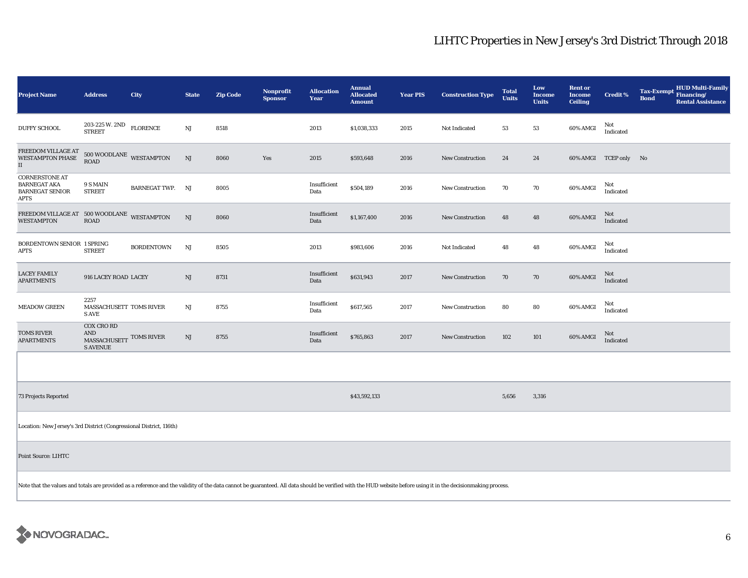# LIHTC Properties in New Jersey's 3rd District Through 2018

| Project Name | Address | City | State | Zip Code | Nonprofit Sponsor | Allocation Year | Annual Allocated Amount | Year PIS | Construction Type | Total Units | Low Income Units | Rent or Income Ceiling | Credit % | Tax-Exempt Bond | HUD Multi-Family Financing/ Rental Assistance |
|---|---|---|---|---|---|---|---|---|---|---|---|---|---|---|---|
| DUFFY SCHOOL | 203-225 W. 2ND STREET | FLORENCE | NJ | 8518 | | 2013 | $1,038,333 | 2015 | Not Indicated | 53 | 53 | 60% AMGI | Not Indicated | | |
| FREEDOM VILLAGE AT WESTAMPTON PHASE II | 500 WOODLANE ROAD | WESTAMPTON | NJ | 8060 | Yes | 2015 | $593,648 | 2016 | New Construction | 24 | 24 | 60% AMGI | TCEP only | No | |
| CORNERSTONE AT BARNEGAT AKA BARNEGAT SENIOR APTS | 9 S MAIN STREET | BARNEGAT TWP. | NJ | 8005 | | Insufficient Data | $504,189 | 2016 | New Construction | 70 | 70 | 60% AMGI | Not Indicated | | |
| FREEDOM VILLAGE AT WESTAMPTON | 500 WOODLANE ROAD | WESTAMPTON | NJ | 8060 | | Insufficient Data | $1,167,400 | 2016 | New Construction | 48 | 48 | 60% AMGI | Not Indicated | | |
| BORDENTOWN SENIOR APTS | 1 SPRING STREET | BORDENTOWN | NJ | 8505 | | 2013 | $983,606 | 2016 | Not Indicated | 48 | 48 | 60% AMGI | Not Indicated | | |
| LACEY FAMILY APARTMENTS | 916 LACEY ROAD | LACEY | NJ | 8731 | | Insufficient Data | $631,943 | 2017 | New Construction | 70 | 70 | 60% AMGI | Not Indicated | | |
| MEADOW GREEN | 2257 MASSACHUSETTS AVE | TOMS RIVER | NJ | 8755 | | Insufficient Data | $617,565 | 2017 | New Construction | 80 | 80 | 60% AMGI | Not Indicated | | |
| TOMS RIVER APARTMENTS | COX CRO RD AND MASSACHUSETTS AVENUE | TOMS RIVER | NJ | 8755 | | Insufficient Data | $765,863 | 2017 | New Construction | 102 | 101 | 60% AMGI | Not Indicated | | |
| | | | | | | | | | | | | | | | |
| 73 Projects Reported | | | | | | | $43,592,133 | | | 5,656 | 3,316 | | | | |

Location: New Jersey's 3rd District (Congressional District, 116th)

Point Source: LIHTC

Note that the values and totals are provided as a reference and the validity of the data cannot be guaranteed. All data should be verified with the HUD website before using it in the decisionmaking process.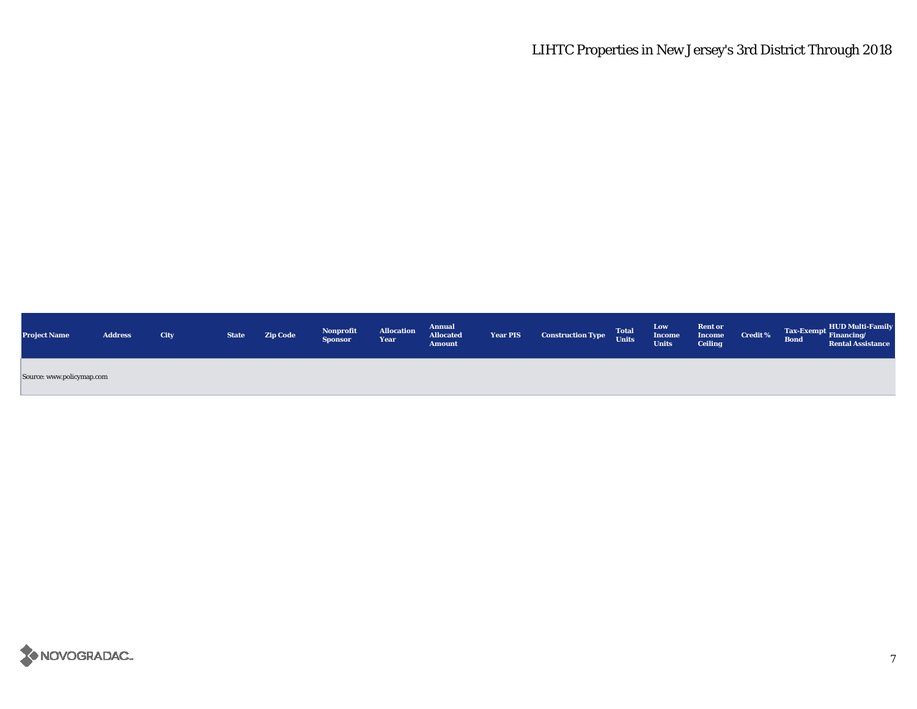# LIHTC Properties in New Jersey's 3rd District Through 2018

| Project Name | Address | City | State | Zip Code | Nonprofit Sponsor | Allocation Year | Annual Allocated Amount | Year PIS | Construction Type | Total Units | Low Income Units | Rent or Income Ceiling | Credit % | Tax-Exempt Bond | HUD Multi-Family Financing/ Rental Assistance |
|---|---|---|---|---|---|---|---|---|---|---|---|---|---|---|---|

Source: www.policymap.com